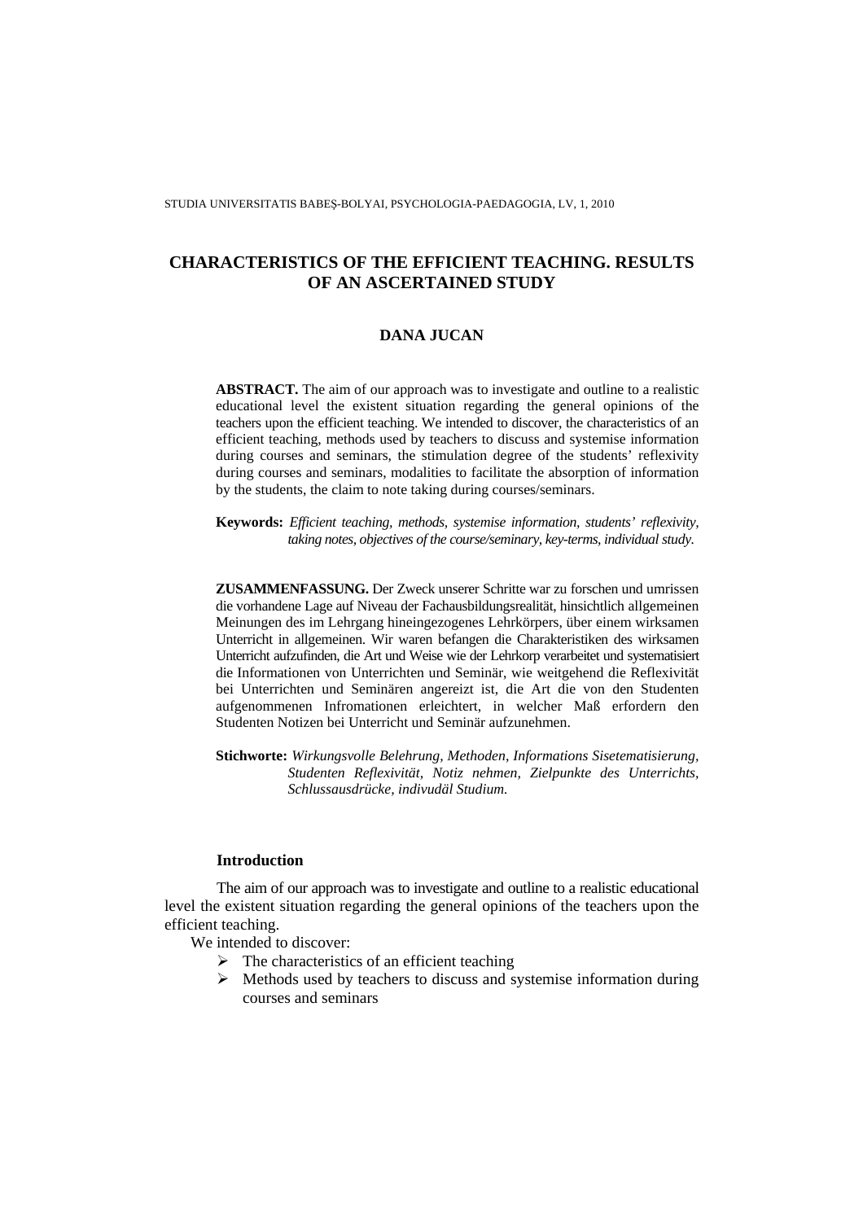# CHARACTERISTICS OF THE EFFICIENT TEACHING. RESULTS OF AN ASCERTAINED STUDY

**DANA JUCAN**

**ABSTRACT.** The aim of our approach was to investigate and outline to a realistic educational level the existent situation regarding the general opinions of the teachers upon the efficient teaching. We intended to discover, the characteristics of an efficient teaching, methods used by teachers to discuss and systemise information during courses and seminars, the stimulation degree of the students' reflexivity during courses and seminars, modalities to facilitate the absorption of information by the students, the claim to note taking during courses/seminars.

**Keywords:** *Efficient teaching, methods, systemise information, students' reflexivity, taking notes, objectives of the course/seminary, key-terms, individual study.*

**ZUSAMMENFASSUNG.** Der Zweck unserer Schritte war zu forschen und umrissen die vorhandene Lage auf Niveau der Fachausbildungsrealität, hinsichtlich allgemeinen Meinungen des im Lehrgang hineingezogenes Lehrkörpers, über einem wirksamen Unterricht in allgemeinen. Wir waren befangen die Charakteristiken des wirksamen Unterricht aufzufinden, die Art und Weise wie der Lehrkorp verarbeitet und systematisiert die Informationen von Unterrichten und Seminär, wie weitgehend die Reflexivität bei Unterrichten und Seminären angereizt ist, die Art die von den Studenten aufgenommenen Infromationen erleichtert, in welcher Maß erfordern den Studenten Notizen bei Unterricht und Seminär aufzunehmen.

**Stichworte:** *Wirkungsvolle Belehrung, Methoden, Informations Sisetematisierung, Studenten Reflexivität, Notiz nehmen, Zielpunkte des Unterrichts, Schlussausdrücke, indivudäl Studium.*

## Introduction

The aim of our approach was to investigate and outline to a realistic educational level the existent situation regarding the general opinions of the teachers upon the efficient teaching.

We intended to discover:

- The characteristics of an efficient teaching
- Methods used by teachers to discuss and systemise information during courses and seminars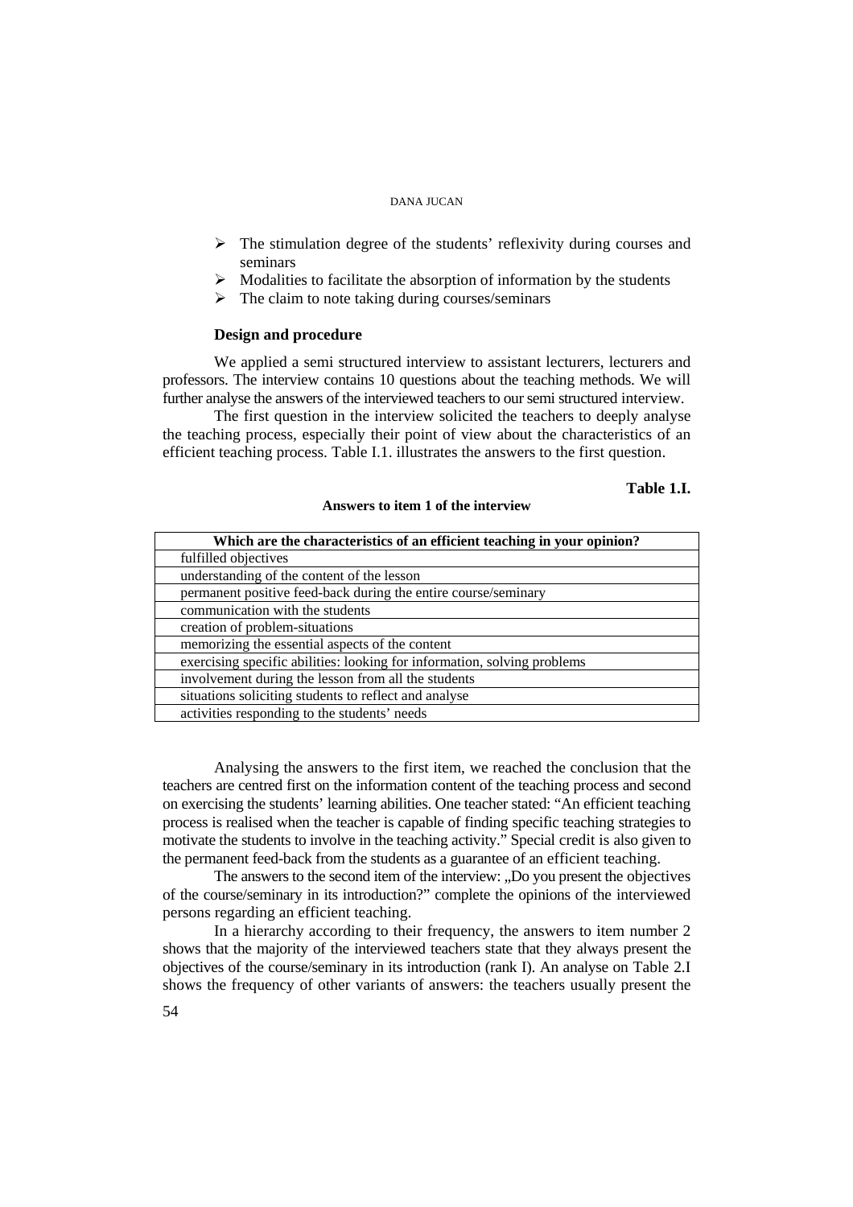- The stimulation degree of the students' reflexivity during courses and seminars
- Modalities to facilitate the absorption of information by the students
- The claim to note taking during courses/seminars

**Design and procedure**

We applied a semi structured interview to assistant lecturers, lecturers and professors. The interview contains 10 questions about the teaching methods. We will further analyse the answers of the interviewed teachers to our semi structured interview.

The first question in the interview solicited the teachers to deeply analyse the teaching process, especially their point of view about the characteristics of an efficient teaching process. Table I.1. illustrates the answers to the first question.

**Table 1.I.**

**Answers to item 1 of the interview**

| Which are the characteristics of an efficient teaching in your opinion? |
|---|
| fulfilled objectives |
| understanding of the content of the lesson |
| permanent positive feed-back during the entire course/seminary |
| communication with the students |
| creation of problem-situations |
| memorizing the essential aspects of the content |
| exercising specific abilities: looking for information, solving problems |
| involvement during the lesson from all the students |
| situations soliciting students to reflect and analyse |
| activities responding to the students' needs |

Analysing the answers to the first item, we reached the conclusion that the teachers are centred first on the information content of the teaching process and second on exercising the students' learning abilities. One teacher stated: "An efficient teaching process is realised when the teacher is capable of finding specific teaching strategies to motivate the students to involve in the teaching activity." Special credit is also given to the permanent feed-back from the students as a guarantee of an efficient teaching.

The answers to the second item of the interview: „Do you present the objectives of the course/seminary in its introduction?" complete the opinions of the interviewed persons regarding an efficient teaching.

In a hierarchy according to their frequency, the answers to item number 2 shows that the majority of the interviewed teachers state that they always present the objectives of the course/seminary in its introduction (rank I). An analyse on Table 2.I shows the frequency of other variants of answers: the teachers usually present the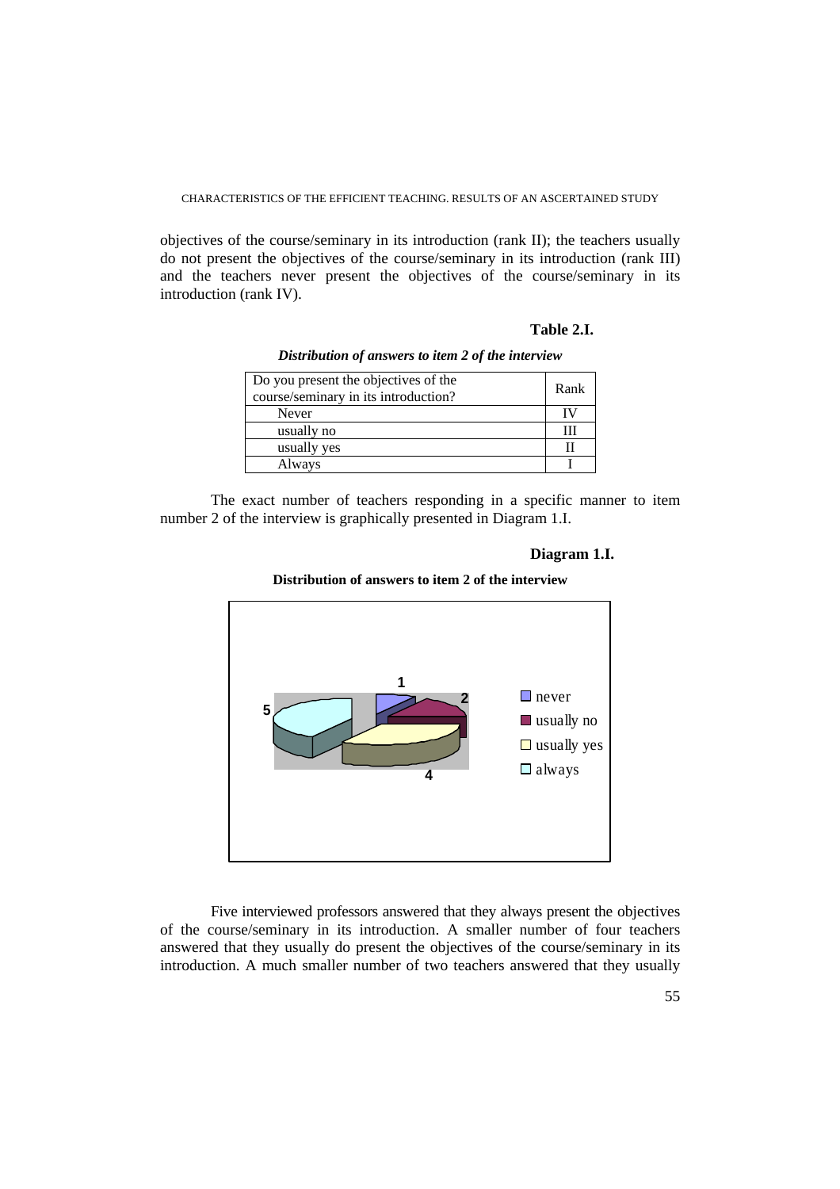objectives of the course/seminary in its introduction (rank II); the teachers usually do not present the objectives of the course/seminary in its introduction (rank III) and the teachers never present the objectives of the course/seminary in its introduction (rank IV).

**Table 2.I.**

***Distribution of answers to item 2 of the interview***

| Do you present the objectives of the course/seminary in its introduction? | Rank |
|---|---|
| Never | IV |
| usually no | III |
| usually yes | II |
| Always | I |

The exact number of teachers responding in a specific manner to item number 2 of the interview is graphically presented in Diagram 1.I.

**Diagram 1.I.**

**Distribution of answers to item 2 of the interview**

Five interviewed professors answered that they always present the objectives of the course/seminary in its introduction. A smaller number of four teachers answered that they usually do present the objectives of the course/seminary in its introduction. A much smaller number of two teachers answered that they usually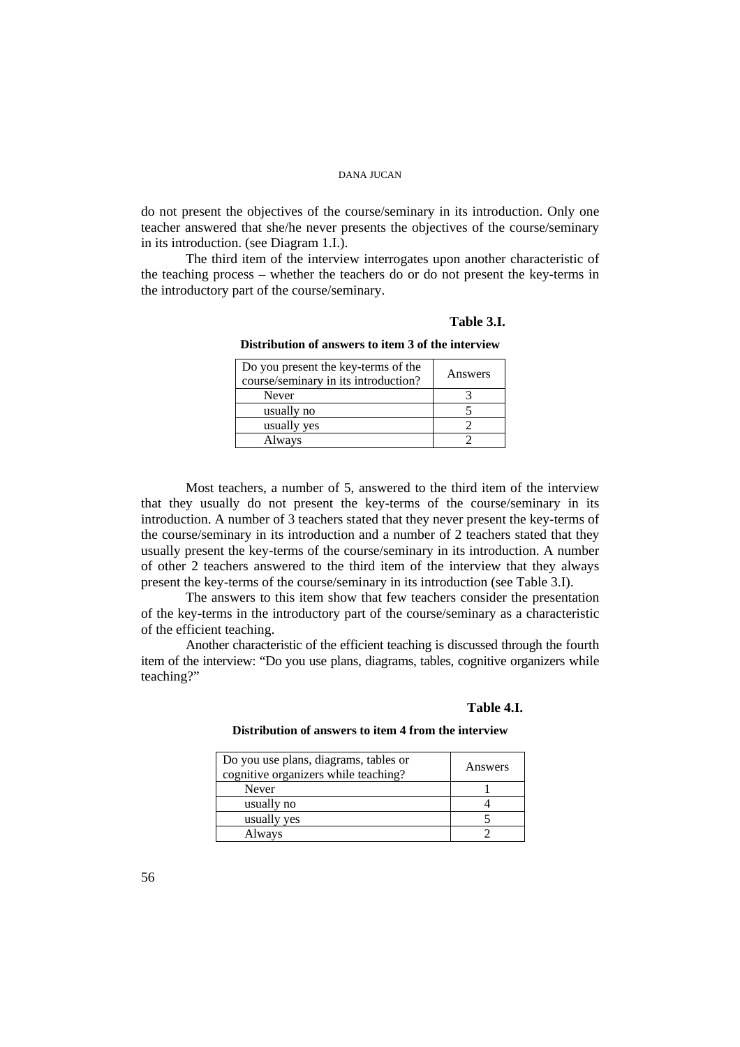do not present the objectives of the course/seminary in its introduction. Only one teacher answered that she/he never presents the objectives of the course/seminary in its introduction. (see Diagram 1.I.).

The third item of the interview interrogates upon another characteristic of the teaching process – whether the teachers do or do not present the key-terms in the introductory part of the course/seminary.

**Table 3.I.**

**Distribution of answers to item 3 of the interview**

| Do you present the key-terms of the course/seminary in its introduction? | Answers |
|---|---|
| Never | 3 |
| usually no | 5 |
| usually yes | 2 |
| Always | 2 |

Most teachers, a number of 5, answered to the third item of the interview that they usually do not present the key-terms of the course/seminary in its introduction. A number of 3 teachers stated that they never present the key-terms of the course/seminary in its introduction and a number of 2 teachers stated that they usually present the key-terms of the course/seminary in its introduction. A number of other 2 teachers answered to the third item of the interview that they always present the key-terms of the course/seminary in its introduction (see Table 3.I).

The answers to this item show that few teachers consider the presentation of the key-terms in the introductory part of the course/seminary as a characteristic of the efficient teaching.

Another characteristic of the efficient teaching is discussed through the fourth item of the interview: "Do you use plans, diagrams, tables, cognitive organizers while teaching?"

**Table 4.I.**

**Distribution of answers to item 4 from the interview**

| Do you use plans, diagrams, tables or cognitive organizers while teaching? | Answers |
|---|---|
| Never | 1 |
| usually no | 4 |
| usually yes | 5 |
| Always | 2 |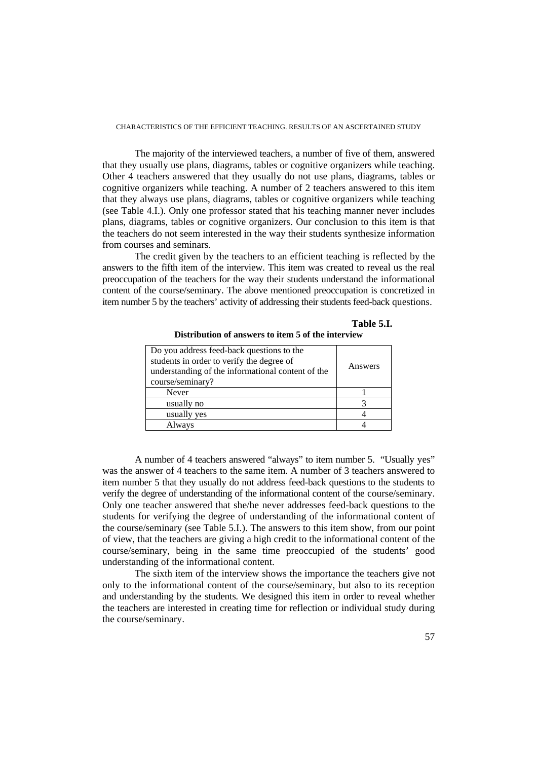The majority of the interviewed teachers, a number of five of them, answered that they usually use plans, diagrams, tables or cognitive organizers while teaching. Other 4 teachers answered that they usually do not use plans, diagrams, tables or cognitive organizers while teaching. A number of 2 teachers answered to this item that they always use plans, diagrams, tables or cognitive organizers while teaching (see Table 4.I.). Only one professor stated that his teaching manner never includes plans, diagrams, tables or cognitive organizers. Our conclusion to this item is that the teachers do not seem interested in the way their students synthesize information from courses and seminars.

The credit given by the teachers to an efficient teaching is reflected by the answers to the fifth item of the interview. This item was created to reveal us the real preoccupation of the teachers for the way their students understand the informational content of the course/seminary. The above mentioned preoccupation is concretized in item number 5 by the teachers' activity of addressing their students feed-back questions.

**Table 5.I.**

**Distribution of answers to item 5 of the interview**

| Do you address feed-back questions to the students in order to verify the degree of understanding of the informational content of the course/seminary? | Answers |
|---|---|
| Never | 1 |
| usually no | 3 |
| usually yes | 4 |
| Always | 4 |

A number of 4 teachers answered "always" to item number 5. "Usually yes" was the answer of 4 teachers to the same item. A number of 3 teachers answered to item number 5 that they usually do not address feed-back questions to the students to verify the degree of understanding of the informational content of the course/seminary. Only one teacher answered that she/he never addresses feed-back questions to the students for verifying the degree of understanding of the informational content of the course/seminary (see Table 5.I.). The answers to this item show, from our point of view, that the teachers are giving a high credit to the informational content of the course/seminary, being in the same time preoccupied of the students' good understanding of the informational content.

The sixth item of the interview shows the importance the teachers give not only to the informational content of the course/seminary, but also to its reception and understanding by the students. We designed this item in order to reveal whether the teachers are interested in creating time for reflection or individual study during the course/seminary.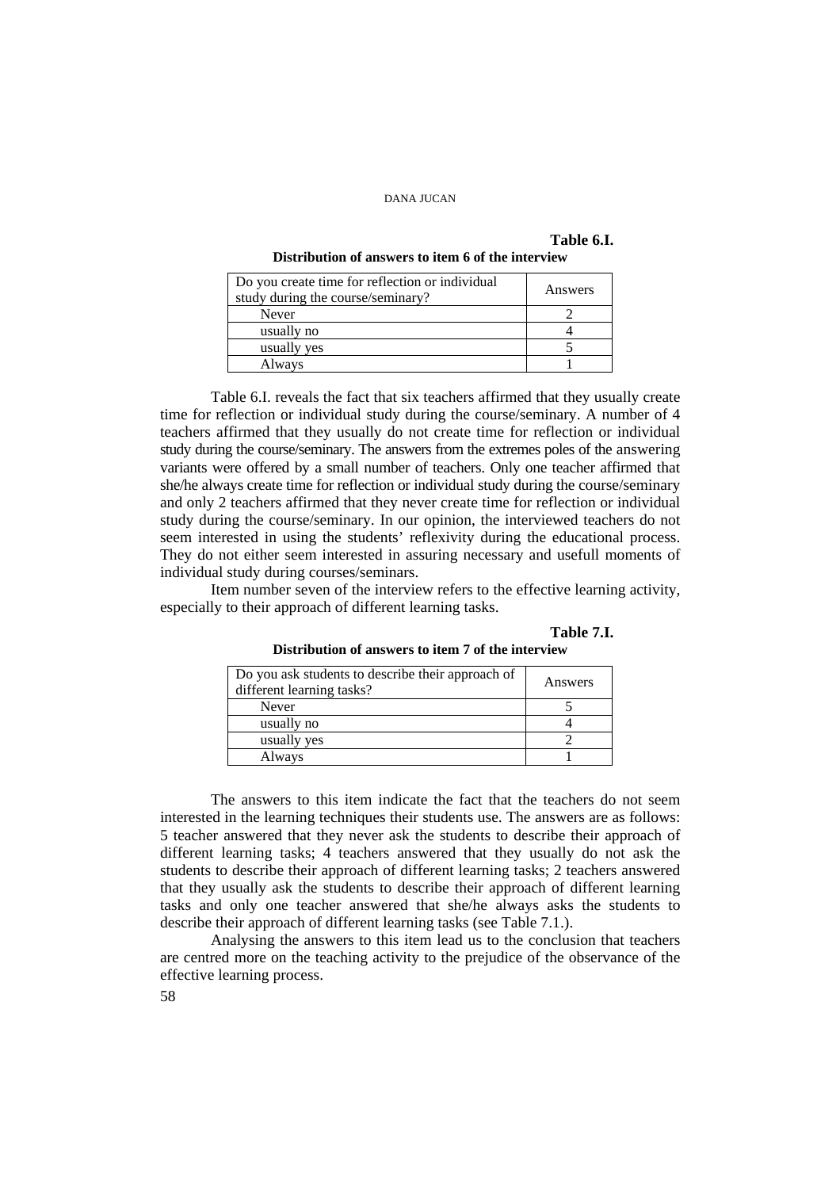**Table 6.I.**

**Distribution of answers to item 6 of the interview**

| Do you create time for reflection or individual study during the course/seminary? | Answers |
|---|---|
| Never | 2 |
| usually no | 4 |
| usually yes | 5 |
| Always | 1 |

Table 6.I. reveals the fact that six teachers affirmed that they usually create time for reflection or individual study during the course/seminary. A number of 4 teachers affirmed that they usually do not create time for reflection or individual study during the course/seminary. The answers from the extremes poles of the answering variants were offered by a small number of teachers. Only one teacher affirmed that she/he always create time for reflection or individual study during the course/seminary and only 2 teachers affirmed that they never create time for reflection or individual study during the course/seminary. In our opinion, the interviewed teachers do not seem interested in using the students' reflexivity during the educational process. They do not either seem interested in assuring necessary and usefull moments of individual study during courses/seminars.

Item number seven of the interview refers to the effective learning activity, especially to their approach of different learning tasks.

**Table 7.I.**

**Distribution of answers to item 7 of the interview**

| Do you ask students to describe their approach of different learning tasks? | Answers |
|---|---|
| Never | 5 |
| usually no | 4 |
| usually yes | 2 |
| Always | 1 |

The answers to this item indicate the fact that the teachers do not seem interested in the learning techniques their students use. The answers are as follows: 5 teacher answered that they never ask the students to describe their approach of different learning tasks; 4 teachers answered that they usually do not ask the students to describe their approach of different learning tasks; 2 teachers answered that they usually ask the students to describe their approach of different learning tasks and only one teacher answered that she/he always asks the students to describe their approach of different learning tasks (see Table 7.1.).

Analysing the answers to this item lead us to the conclusion that teachers are centred more on the teaching activity to the prejudice of the observance of the effective learning process.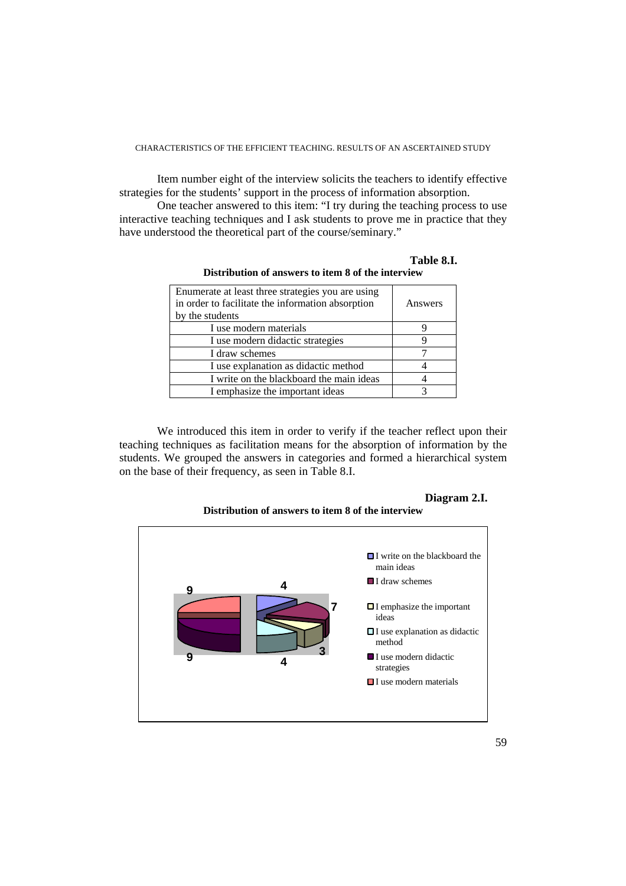Item number eight of the interview solicits the teachers to identify effective strategies for the students' support in the process of information absorption.

One teacher answered to this item: "I try during the teaching process to use interactive teaching techniques and I ask students to prove me in practice that they have understood the theoretical part of the course/seminary."

**Table 8.I.**

**Distribution of answers to item 8 of the interview**

| Enumerate at least three strategies you are using in order to facilitate the information absorption by the students | Answers |
|---|---|
| I use modern materials | 9 |
| I use modern didactic strategies | 9 |
| I draw schemes | 7 |
| I use explanation as didactic method | 4 |
| I write on the blackboard the main ideas | 4 |
| I emphasize the important ideas | 3 |

We introduced this item in order to verify if the teacher reflect upon their teaching techniques as facilitation means for the absorption of information by the students. We grouped the answers in categories and formed a hierarchical system on the base of their frequency, as seen in Table 8.I.

**Diagram 2.I.**

**Distribution of answers to item 8 of the interview**

- I write on the blackboard the main ideas: 4
- I draw schemes: 7
- I emphasize the important ideas: 3
- I use explanation as didactic method: 4
- I use modern didactic strategies: 9
- I use modern materials: 9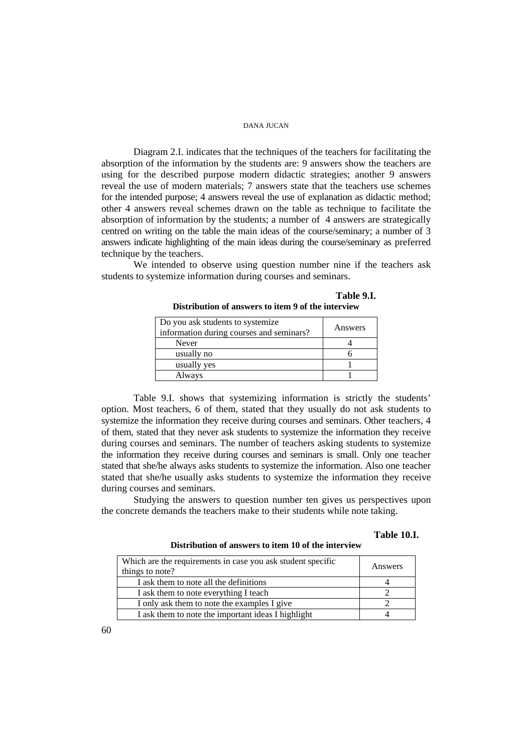Diagram 2.I. indicates that the techniques of the teachers for facilitating the absorption of the information by the students are: 9 answers show the teachers are using for the described purpose modern didactic strategies; another 9 answers reveal the use of modern materials; 7 answers state that the teachers use schemes for the intended purpose; 4 answers reveal the use of explanation as didactic method; other 4 answers reveal schemes drawn on the table as technique to facilitate the absorption of information by the students; a number of 4 answers are strategically centred on writing on the table the main ideas of the course/seminary; a number of 3 answers indicate highlighting of the main ideas during the course/seminary as preferred technique by the teachers.

We intended to observe using question number nine if the teachers ask students to systemize information during courses and seminars.

**Table 9.I.**

**Distribution of answers to item 9 of the interview**

| Do you ask students to systemize information during courses and seminars? | Answers |
|---|---|
| Never | 4 |
| usually no | 6 |
| usually yes | 1 |
| Always | 1 |

Table 9.I. shows that systemizing information is strictly the students' option. Most teachers, 6 of them, stated that they usually do not ask students to systemize the information they receive during courses and seminars. Other teachers, 4 of them, stated that they never ask students to systemize the information they receive during courses and seminars. The number of teachers asking students to systemize the information they receive during courses and seminars is small. Only one teacher stated that she/he always asks students to systemize the information. Also one teacher stated that she/he usually asks students to systemize the information they receive during courses and seminars.

Studying the answers to question number ten gives us perspectives upon the concrete demands the teachers make to their students while note taking.

**Table 10.I.**

**Distribution of answers to item 10 of the interview**

| Which are the requirements in case you ask student specific things to note? | Answers |
|---|---|
| I ask them to note all the definitions | 4 |
| I ask them to note everything I teach | 2 |
| I only ask them to note the examples I give | 2 |
| I ask them to note the important ideas I highlight | 4 |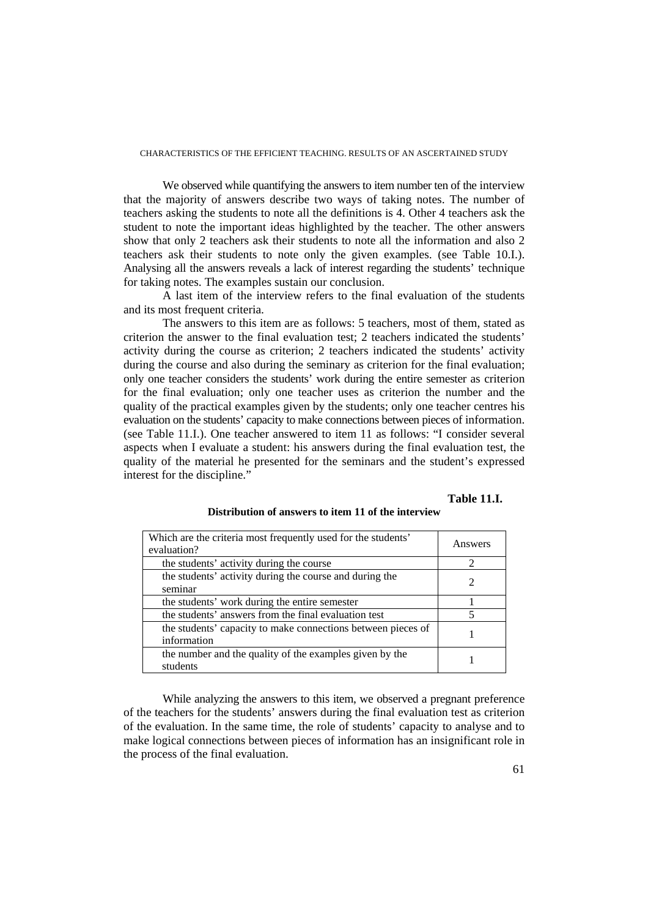We observed while quantifying the answers to item number ten of the interview that the majority of answers describe two ways of taking notes. The number of teachers asking the students to note all the definitions is 4. Other 4 teachers ask the student to note the important ideas highlighted by the teacher. The other answers show that only 2 teachers ask their students to note all the information and also 2 teachers ask their students to note only the given examples. (see Table 10.I.). Analysing all the answers reveals a lack of interest regarding the students' technique for taking notes. The examples sustain our conclusion.

A last item of the interview refers to the final evaluation of the students and its most frequent criteria.

The answers to this item are as follows: 5 teachers, most of them, stated as criterion the answer to the final evaluation test; 2 teachers indicated the students' activity during the course as criterion; 2 teachers indicated the students' activity during the course and also during the seminary as criterion for the final evaluation; only one teacher considers the students' work during the entire semester as criterion for the final evaluation; only one teacher uses as criterion the number and the quality of the practical examples given by the students; only one teacher centres his evaluation on the students' capacity to make connections between pieces of information. (see Table 11.I.). One teacher answered to item 11 as follows: "I consider several aspects when I evaluate a student: his answers during the final evaluation test, the quality of the material he presented for the seminars and the student's expressed interest for the discipline."

**Table 11.I.**

**Distribution of answers to item 11 of the interview**

| Which are the criteria most frequently used for the students' evaluation? | Answers |
|---|---|
| the students' activity during the course | 2 |
| the students' activity during the course and during the seminar | 2 |
| the students' work during the entire semester | 1 |
| the students' answers from the final evaluation test | 5 |
| the students' capacity to make connections between pieces of information | 1 |
| the number and the quality of the examples given by the students | 1 |

While analyzing the answers to this item, we observed a pregnant preference of the teachers for the students' answers during the final evaluation test as criterion of the evaluation. In the same time, the role of students' capacity to analyse and to make logical connections between pieces of information has an insignificant role in the process of the final evaluation.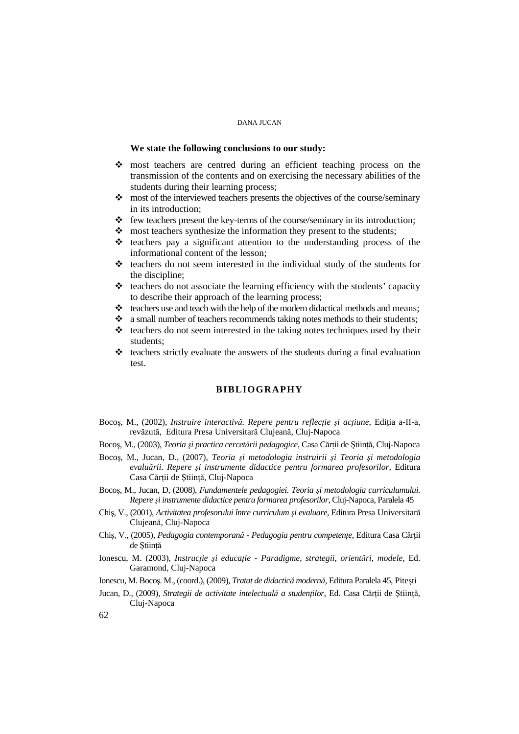**We state the following conclusions to our study:**

- most teachers are centred during an efficient teaching process on the transmission of the contents and on exercising the necessary abilities of the students during their learning process;
- most of the interviewed teachers presents the objectives of the course/seminary in its introduction;
- few teachers present the key-terms of the course/seminary in its introduction;
- most teachers synthesize the information they present to the students;
- teachers pay a significant attention to the understanding process of the informational content of the lesson;
- teachers do not seem interested in the individual study of the students for the discipline;
- teachers do not associate the learning efficiency with the students' capacity to describe their approach of the learning process;
- teachers use and teach with the help of the modern didactical methods and means;
- a small number of teachers recommends taking notes methods to their students;
- teachers do not seem interested in the taking notes techniques used by their students;
- teachers strictly evaluate the answers of the students during a final evaluation test.

## BIBLIOGRAPHY

Bocoş, M., (2002), *Instruire interactivă. Repere pentru reflecție şi acțiune*, Ediția a-II-a, revăzută, Editura Presa Universitară Clujeană, Cluj-Napoca

Bocoş, M., (2003), *Teoria şi practica cercetării pedagogice*, Casa Cărții de Știință, Cluj-Napoca

Bocoş, M., Jucan, D., (2007), *Teoria şi metodologia instruirii şi Teoria şi metodologia evaluării. Repere şi instrumente didactice pentru formarea profesorilor*, Editura Casa Cărții de Știință, Cluj-Napoca

Bocoş, M., Jucan, D, (2008), *Fundamentele pedagogiei. Teoria şi metodologia curriculumului. Repere şi instrumente didactice pentru formarea profesorilor*, Cluj-Napoca, Paralela 45

Chiş, V., (2001), *Activitatea profesorului între curriculum şi evaluare*, Editura Presa Universitară Clujeană, Cluj-Napoca

Chiş, V., (2005), *Pedagogia contemporană - Pedagogia pentru competențe*, Editura Casa Cărții de Știință

Ionescu, M. (2003), *Instrucție şi educație - Paradigme, strategii, orientări, modele*, Ed. Garamond, Cluj-Napoca

Ionescu, M. Bocoș. M., (coord.), (2009), *Tratat de didactică modernă*, Editura Paralela 45, Pitești

Jucan, D., (2009), *Strategii de activitate intelectuală a studenților*, Ed. Casa Cărții de Știință, Cluj-Napoca